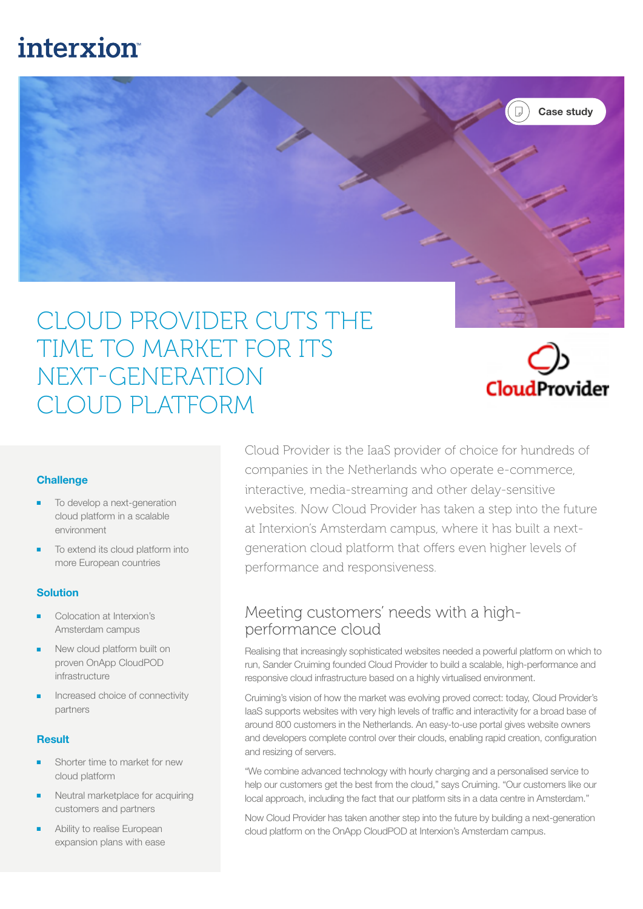# CLOUD PROVIDER CUTS THE TIME TO MARKET FOR ITS NEXT-GENERATION CLOUD PLATFORM

Case study

### Challenge

- To develop a next-generation cloud platform in a scalable environment
- To extend its cloud platform into more European countries

### Solution

- Colocation at Interxion's Amsterdam campus
- New cloud platform built on proven OnApp CloudPOD infrastructure
- Increased choice of connectivity partners

### Result

- Shorter time to market for new cloud platform
- Neutral marketplace for acquiring customers and partners
- Ability to realise European expansion plans with ease

Cloud Provider is the IaaS provider of choice for hundreds of companies in the Netherlands who operate e-commerce, interactive, media-streaming and other delay-sensitive websites. Now Cloud Provider has taken a step into the future at Interxion's Amsterdam campus, where it has built a next-generation cloud platform that offers even higher levels of performance and responsiveness.

## Meeting customers' needs with a high-performance cloud

Realising that increasingly sophisticated websites needed a powerful platform on which to run, Sander Cruiming founded Cloud Provider to build a scalable, high-performance and responsive cloud infrastructure based on a highly virtualised environment.

Cruiming's vision of how the market was evolving proved correct: today, Cloud Provider's IaaS supports websites with very high levels of traffic and interactivity for a broad base of around 800 customers in the Netherlands. An easy-to-use portal gives website owners and developers complete control over their clouds, enabling rapid creation, configuration and resizing of servers.

"We combine advanced technology with hourly charging and a personalised service to help our customers get the best from the cloud," says Cruiming. "Our customers like our local approach, including the fact that our platform sits in a data centre in Amsterdam."

Now Cloud Provider has taken another step into the future by building a next-generation cloud platform on the OnApp CloudPOD at Interxion's Amsterdam campus.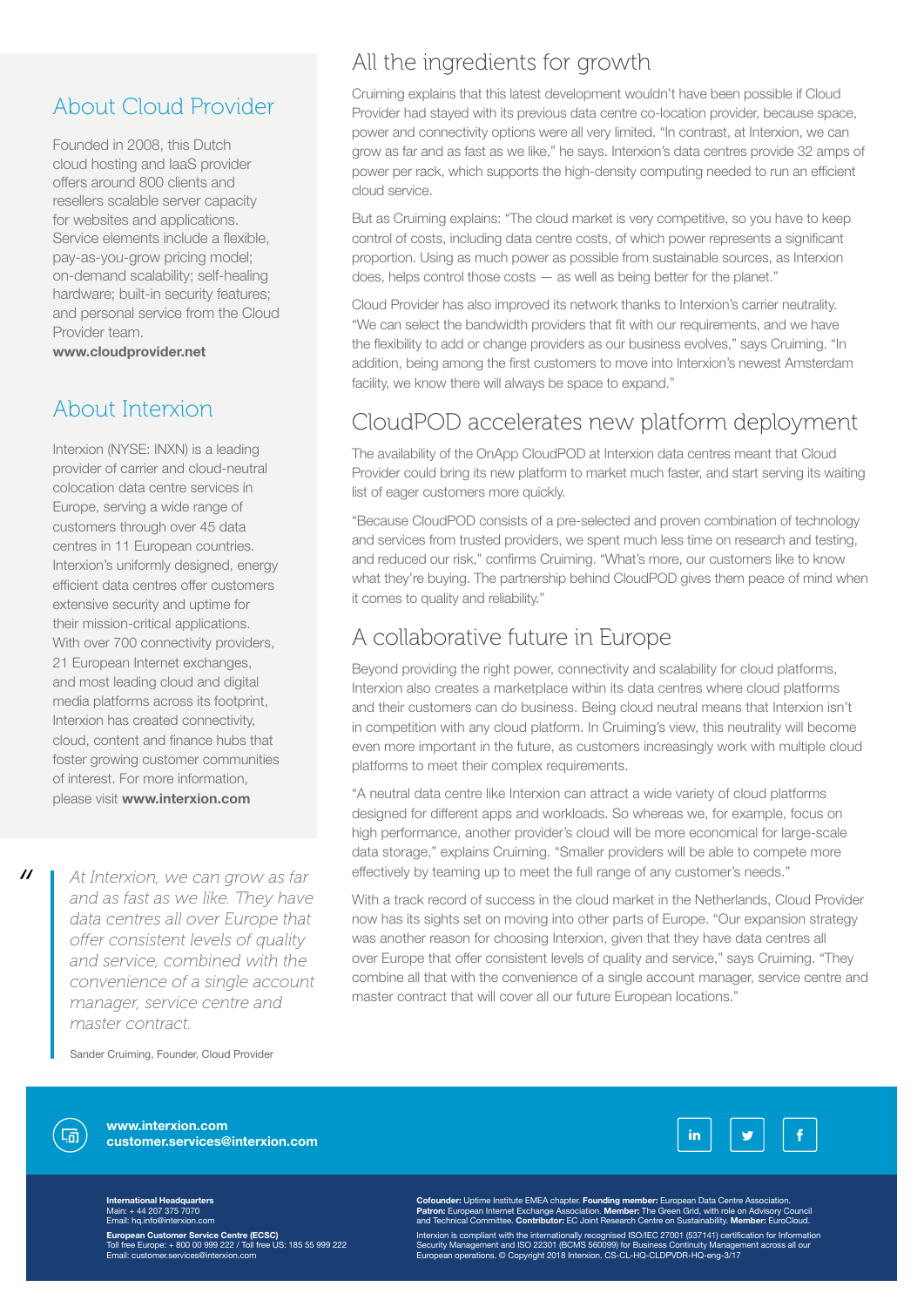## About Cloud Provider

Founded in 2008, this Dutch cloud hosting and IaaS provider offers around 800 clients and resellers scalable server capacity for websites and applications. Service elements include a flexible, pay-as-you-grow pricing model; on-demand scalability; self-healing hardware; built-in security features; and personal service from the Cloud Provider team.
**www.cloudprovider.net**

## About Interxion

Interxion (NYSE: INXN) is a leading provider of carrier and cloud-neutral colocation data centre services in Europe, serving a wide range of customers through over 45 data centres in 11 European countries. Interxion's uniformly designed, energy efficient data centres offer customers extensive security and uptime for their mission-critical applications. With over 700 connectivity providers, 21 European Internet exchanges, and most leading cloud and digital media platforms across its footprint, Interxion has created connectivity, cloud, content and finance hubs that foster growing customer communities of interest. For more information, please visit **www.interxion.com**

> *At Interxion, we can grow as far and as fast as we like. They have data centres all over Europe that offer consistent levels of quality and service, combined with the convenience of a single account manager, service centre and master contract.*
>
> Sander Cruiming, Founder, Cloud Provider

## All the ingredients for growth

Cruiming explains that this latest development wouldn't have been possible if Cloud Provider had stayed with its previous data centre co-location provider, because space, power and connectivity options were all very limited. "In contrast, at Interxion, we can grow as far and as fast as we like," he says. Interxion's data centres provide 32 amps of power per rack, which supports the high-density computing needed to run an efficient cloud service.

But as Cruiming explains: "The cloud market is very competitive, so you have to keep control of costs, including data centre costs, of which power represents a significant proportion. Using as much power as possible from sustainable sources, as Interxion does, helps control those costs — as well as being better for the planet."

Cloud Provider has also improved its network thanks to Interxion's carrier neutrality. "We can select the bandwidth providers that fit with our requirements, and we have the flexibility to add or change providers as our business evolves," says Cruiming. "In addition, being among the first customers to move into Interxion's newest Amsterdam facility, we know there will always be space to expand."

## CloudPOD accelerates new platform deployment

The availability of the OnApp CloudPOD at Interxion data centres meant that Cloud Provider could bring its new platform to market much faster, and start serving its waiting list of eager customers more quickly.

"Because CloudPOD consists of a pre-selected and proven combination of technology and services from trusted providers, we spent much less time on research and testing, and reduced our risk," confirms Cruiming. "What's more, our customers like to know what they're buying. The partnership behind CloudPOD gives them peace of mind when it comes to quality and reliability."

## A collaborative future in Europe

Beyond providing the right power, connectivity and scalability for cloud platforms, Interxion also creates a marketplace within its data centres where cloud platforms and their customers can do business. Being cloud neutral means that Interxion isn't in competition with any cloud platform. In Cruiming's view, this neutrality will become even more important in the future, as customers increasingly work with multiple cloud platforms to meet their complex requirements.

"A neutral data centre like Interxion can attract a wide variety of cloud platforms designed for different apps and workloads. So whereas we, for example, focus on high performance, another provider's cloud will be more economical for large-scale data storage," explains Cruiming. "Smaller providers will be able to compete more effectively by teaming up to meet the full range of any customer's needs."

With a track record of success in the cloud market in the Netherlands, Cloud Provider now has its sights set on moving into other parts of Europe. "Our expansion strategy was another reason for choosing Interxion, given that they have data centres all over Europe that offer consistent levels of quality and service," says Cruiming. "They combine all that with the convenience of a single account manager, service centre and master contract that will cover all our future European locations."

**www.interxion.com**
**customer.services@interxion.com**

**International Headquarters**
Main: + 44 207 375 7070
Email: hq.info@interxion.com

**European Customer Service Centre (ECSC)**
Toll free Europe: + 800 00 999 222 / Toll free US: 185 55 999 222
Email: customer.services@interxion.com

**Cofounder:** Uptime Institute EMEA chapter. **Founding member:** European Data Centre Association. **Patron:** European Internet Exchange Association. **Member:** The Green Grid, with role on Advisory Council and Technical Committee. **Contributor:** EC Joint Research Centre on Sustainability. **Member:** EuroCloud.

Interxion is compliant with the internationally recognised ISO/IEC 27001 (537141) certification for Information Security Management and ISO 22301 (BCMS 560099) for Business Continuity Management across all our European operations. © Copyright 2018 Interxion. CS-CL-HQ-CLDPVDR-HQ-eng-3/17